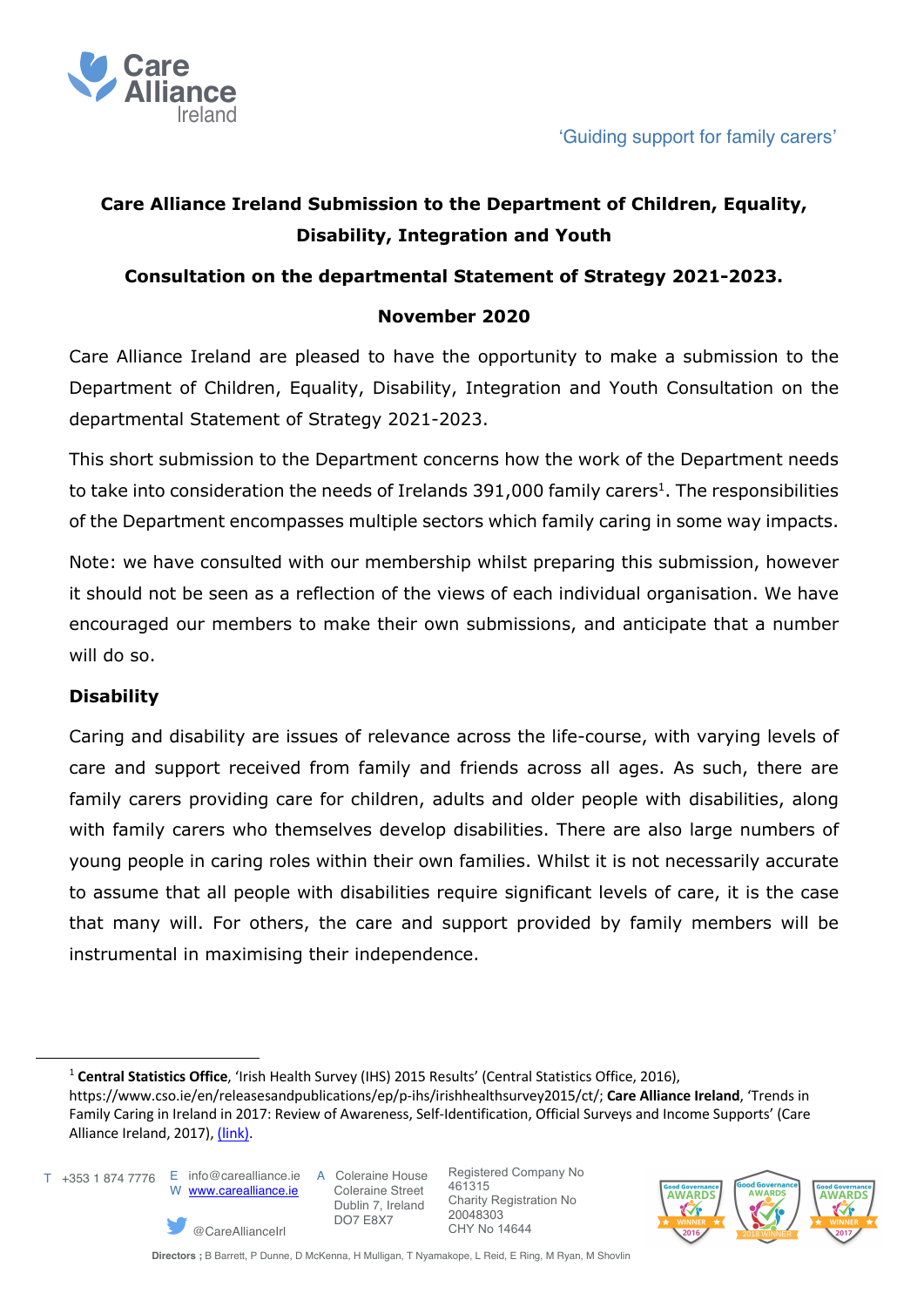'Guiding support for family carers'

**Care Alliance Ireland Submission to the Department of Children, Equality, Disability, Integration and Youth**

**Consultation on the departmental Statement of Strategy 2021-2023.**

**November 2020**

Care Alliance Ireland are pleased to have the opportunity to make a submission to the Department of Children, Equality, Disability, Integration and Youth Consultation on the departmental Statement of Strategy 2021-2023.

This short submission to the Department concerns how the work of the Department needs to take into consideration the needs of Irelands 391,000 family carers[1]. The responsibilities of the Department encompasses multiple sectors which family caring in some way impacts.

Note: we have consulted with our membership whilst preparing this submission, however it should not be seen as a reflection of the views of each individual organisation. We have encouraged our members to make their own submissions, and anticipate that a number will do so.

## Disability

Caring and disability are issues of relevance across the life-course, with varying levels of care and support received from family and friends across all ages. As such, there are family carers providing care for children, adults and older people with disabilities, along with family carers who themselves develop disabilities. There are also large numbers of young people in caring roles within their own families. Whilst it is not necessarily accurate to assume that all people with disabilities require significant levels of care, it is the case that many will. For others, the care and support provided by family members will be instrumental in maximising their independence.

---

[1] **Central Statistics Office**, 'Irish Health Survey (IHS) 2015 Results' (Central Statistics Office, 2016), https://www.cso.ie/en/releasesandpublications/ep/p-ihs/irishhealthsurvey2015/ct/; **Care Alliance Ireland**, 'Trends in Family Caring in Ireland in 2017: Review of Awareness, Self-Identification, Official Surveys and Income Supports' (Care Alliance Ireland, 2017), (link).

T +353 1 874 7776 E info@carealliance.ie W www.carealliance.ie @CareAllianceIrl A Coleraine House Coleraine Street Dublin 7, Ireland DO7 E8X7 Registered Company No 461315 Charity Registration No 20048303 CHY No 14644

**Directors ;** B Barrett, P Dunne, D McKenna, H Mulligan, T Nyamakope, L Reid, E Ring, M Ryan, M Shovlin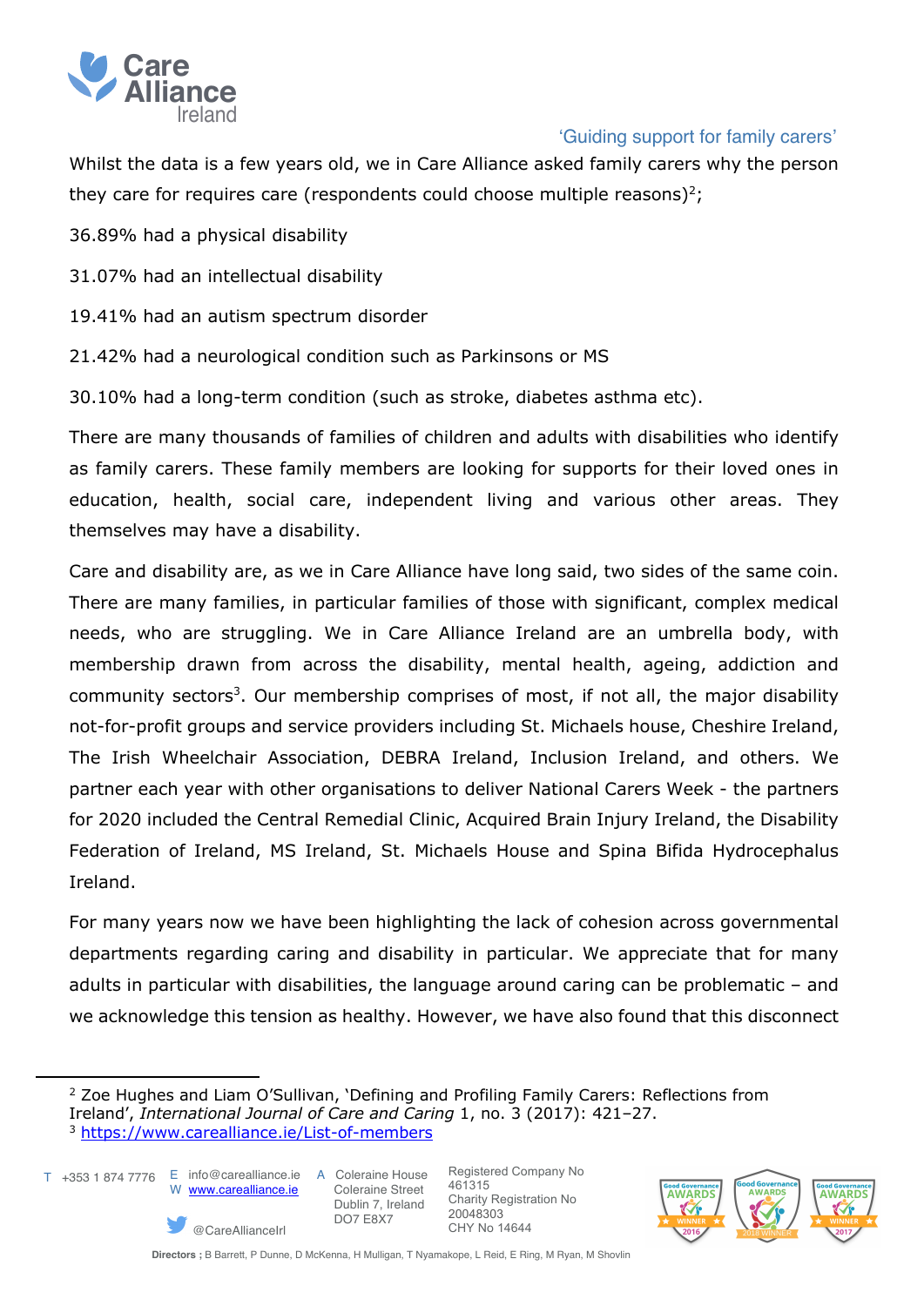Whilst the data is a few years old, we in Care Alliance asked family carers why the person they care for requires care (respondents could choose multiple reasons)[2];

36.89% had a physical disability

31.07% had an intellectual disability

19.41% had an autism spectrum disorder

21.42% had a neurological condition such as Parkinsons or MS

30.10% had a long-term condition (such as stroke, diabetes asthma etc).

There are many thousands of families of children and adults with disabilities who identify as family carers. These family members are looking for supports for their loved ones in education, health, social care, independent living and various other areas. They themselves may have a disability.

Care and disability are, as we in Care Alliance have long said, two sides of the same coin. There are many families, in particular families of those with significant, complex medical needs, who are struggling. We in Care Alliance Ireland are an umbrella body, with membership drawn from across the disability, mental health, ageing, addiction and community sectors[3]. Our membership comprises of most, if not all, the major disability not-for-profit groups and service providers including St. Michaels house, Cheshire Ireland, The Irish Wheelchair Association, DEBRA Ireland, Inclusion Ireland, and others. We partner each year with other organisations to deliver National Carers Week - the partners for 2020 included the Central Remedial Clinic, Acquired Brain Injury Ireland, the Disability Federation of Ireland, MS Ireland, St. Michaels House and Spina Bifida Hydrocephalus Ireland.

For many years now we have been highlighting the lack of cohesion across governmental departments regarding caring and disability in particular. We appreciate that for many adults in particular with disabilities, the language around caring can be problematic – and we acknowledge this tension as healthy. However, we have also found that this disconnect

---

[2] Zoe Hughes and Liam O'Sullivan, 'Defining and Profiling Family Carers: Reflections from Ireland', *International Journal of Care and Caring* 1, no. 3 (2017): 421–27.

[3] https://www.carealliance.ie/List-of-members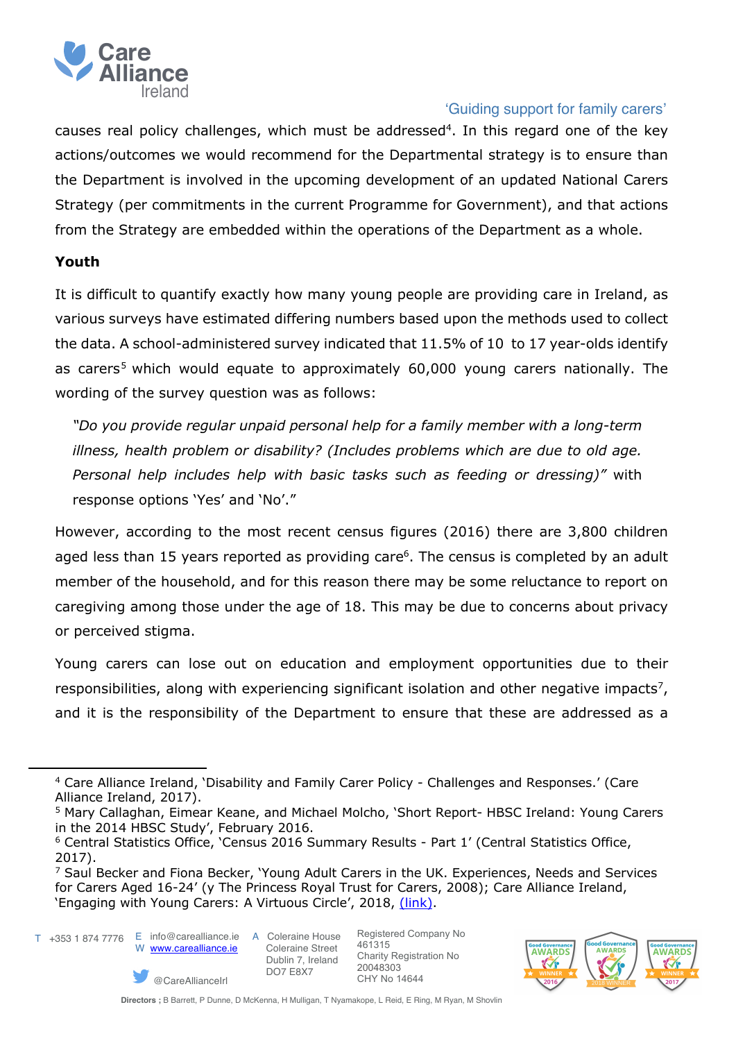causes real policy challenges, which must be addressed[4]. In this regard one of the key actions/outcomes we would recommend for the Departmental strategy is to ensure than the Department is involved in the upcoming development of an updated National Carers Strategy (per commitments in the current Programme for Government), and that actions from the Strategy are embedded within the operations of the Department as a whole.

**Youth**

It is difficult to quantify exactly how many young people are providing care in Ireland, as various surveys have estimated differing numbers based upon the methods used to collect the data. A school-administered survey indicated that 11.5% of 10 to 17 year-olds identify as carers[5] which would equate to approximately 60,000 young carers nationally. The wording of the survey question was as follows:

> *"Do you provide regular unpaid personal help for a family member with a long-term illness, health problem or disability? (Includes problems which are due to old age. Personal help includes help with basic tasks such as feeding or dressing)"* with response options 'Yes' and 'No'."

However, according to the most recent census figures (2016) there are 3,800 children aged less than 15 years reported as providing care[6]. The census is completed by an adult member of the household, and for this reason there may be some reluctance to report on caregiving among those under the age of 18. This may be due to concerns about privacy or perceived stigma.

Young carers can lose out on education and employment opportunities due to their responsibilities, along with experiencing significant isolation and other negative impacts[7], and it is the responsibility of the Department to ensure that these are addressed as a

---

[4] Care Alliance Ireland, 'Disability and Family Carer Policy - Challenges and Responses.' (Care Alliance Ireland, 2017).

[5] Mary Callaghan, Eimear Keane, and Michael Molcho, 'Short Report- HBSC Ireland: Young Carers in the 2014 HBSC Study', February 2016.

[6] Central Statistics Office, 'Census 2016 Summary Results - Part 1' (Central Statistics Office, 2017).

[7] Saul Becker and Fiona Becker, 'Young Adult Carers in the UK. Experiences, Needs and Services for Carers Aged 16-24' (y The Princess Royal Trust for Carers, 2008); Care Alliance Ireland, 'Engaging with Young Carers: A Virtuous Circle', 2018, (link).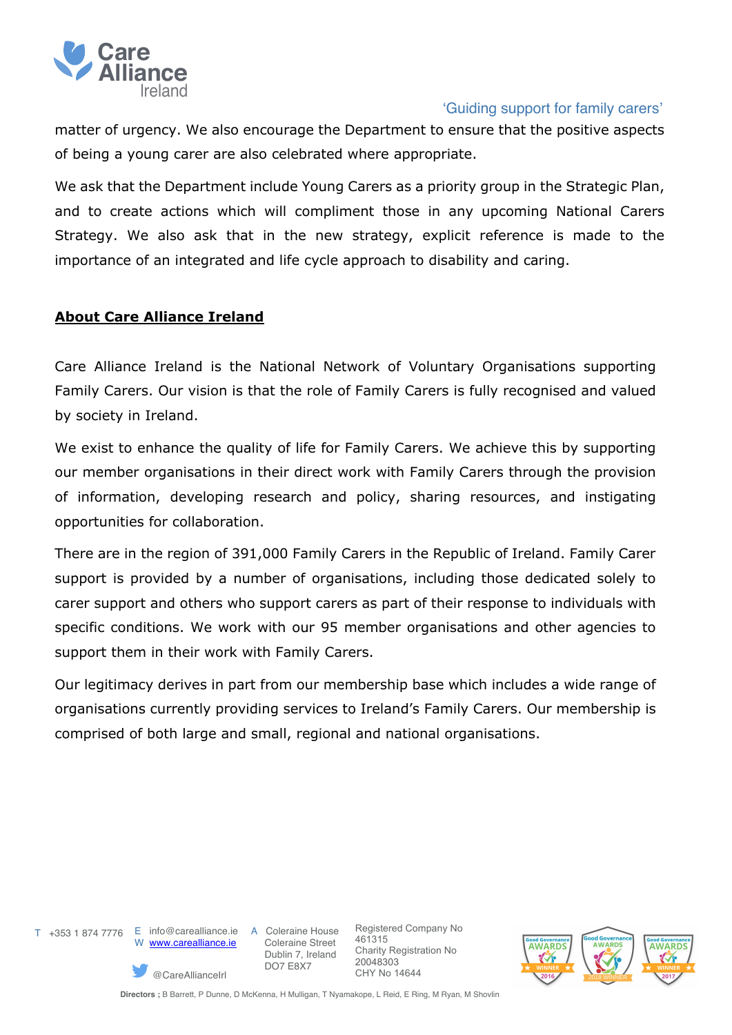matter of urgency. We also encourage the Department to ensure that the positive aspects of being a young carer are also celebrated where appropriate.

We ask that the Department include Young Carers as a priority group in the Strategic Plan, and to create actions which will compliment those in any upcoming National Carers Strategy. We also ask that in the new strategy, explicit reference is made to the importance of an integrated and life cycle approach to disability and caring.

## About Care Alliance Ireland

Care Alliance Ireland is the National Network of Voluntary Organisations supporting Family Carers. Our vision is that the role of Family Carers is fully recognised and valued by society in Ireland.

We exist to enhance the quality of life for Family Carers. We achieve this by supporting our member organisations in their direct work with Family Carers through the provision of information, developing research and policy, sharing resources, and instigating opportunities for collaboration.

There are in the region of 391,000 Family Carers in the Republic of Ireland. Family Carer support is provided by a number of organisations, including those dedicated solely to carer support and others who support carers as part of their response to individuals with specific conditions. We work with our 95 member organisations and other agencies to support them in their work with Family Carers.

Our legitimacy derives in part from our membership base which includes a wide range of organisations currently providing services to Ireland's Family Carers. Our membership is comprised of both large and small, regional and national organisations.